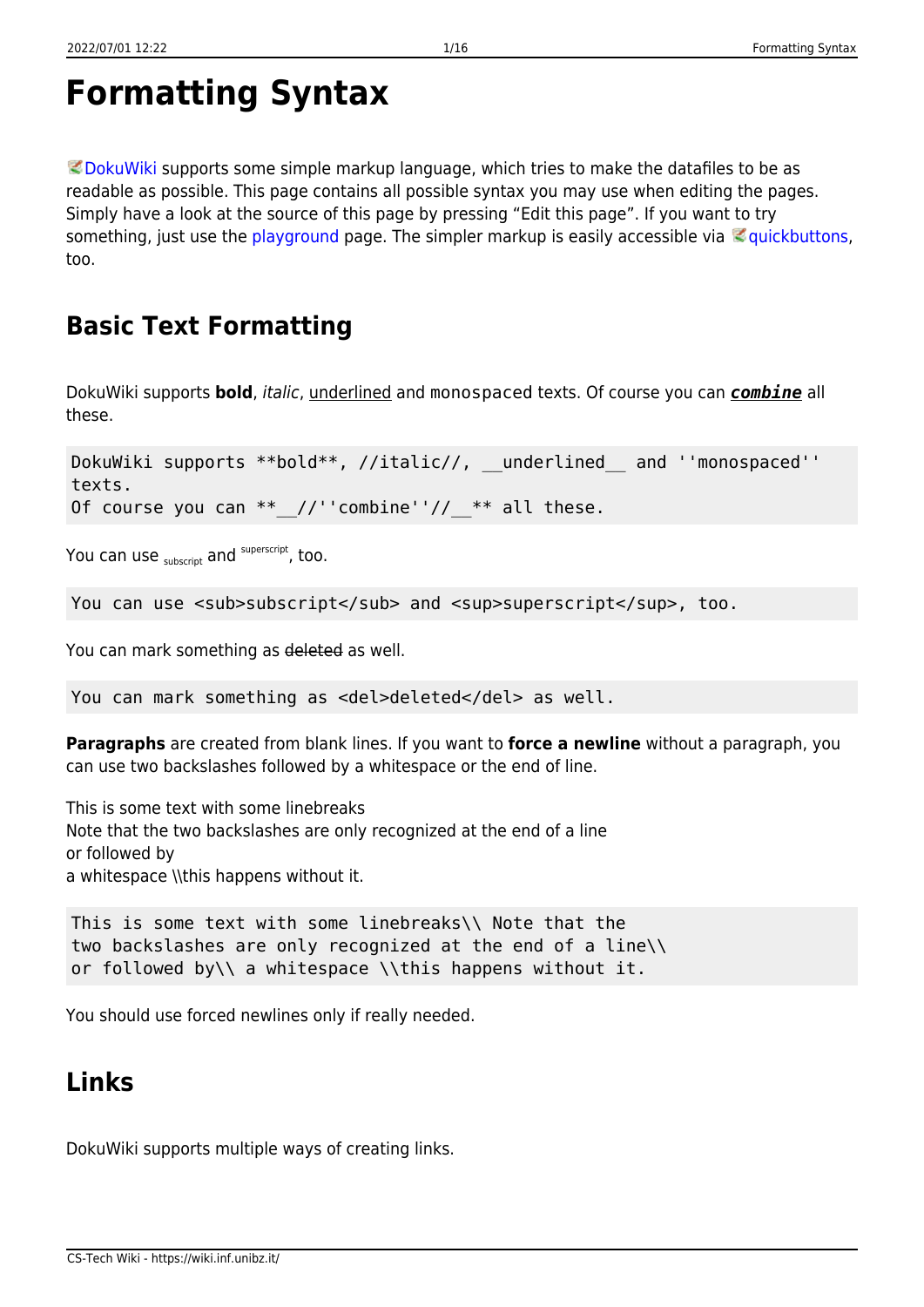# Formatting Syntax

DokuWiki supports some simple markup language, which tries to make the datafiles to be as readable as possible. This page contains all possible syntax you may use when editing the pages. Simply have a look at the source of this page by pressing "Edit this page". If you want to try something, just use the playground page. The simpler markup is easily accessible via quickbuttons, too.

## Basic Text Formatting

DokuWiki supports **bold**, *italic*, underlined and `monospaced` texts. Of course you can ***`combine`*** all these.

```
DokuWiki supports **bold**, //italic//, __underlined__ and ''monospaced''
texts.
Of course you can **__//''combine''//__** all these.
```

You can use $_{\text{subscript}}$ and $^{\text{superscript}}$, too.

```
You can use <sub>subscript</sub> and <sup>superscript</sup>, too.
```

You can mark something as ~~deleted~~ as well.

```
You can mark something as <del>deleted</del> as well.
```

**Paragraphs** are created from blank lines. If you want to **force a newline** without a paragraph, you can use two backslashes followed by a whitespace or the end of line.

This is some text with some linebreaks  
Note that the two backslashes are only recognized at the end of a line  
or followed by  
a whitespace \\this happens without it.

```
This is some text with some linebreaks\\ Note that the
two backslashes are only recognized at the end of a line\\
or followed by\\ a whitespace \\this happens without it.
```

You should use forced newlines only if really needed.

## Links

DokuWiki supports multiple ways of creating links.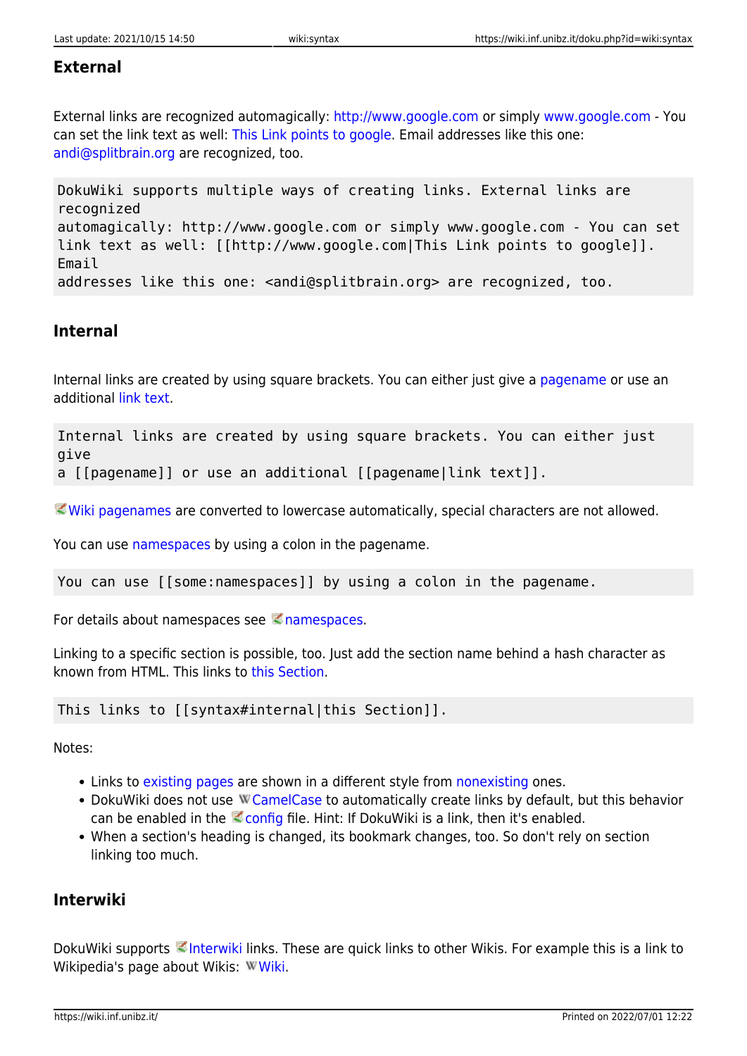### External

External links are recognized automagically: http://www.google.com or simply www.google.com - You can set the link text as well: This Link points to google. Email addresses like this one: andi@splitbrain.org are recognized, too.

```
DokuWiki supports multiple ways of creating links. External links are
recognized
automagically: http://www.google.com or simply www.google.com - You can set
link text as well: [[http://www.google.com|This Link points to google]].
Email
addresses like this one: <andi@splitbrain.org> are recognized, too.
```

### Internal

Internal links are created by using square brackets. You can either just give a pagename or use an additional link text.

```
Internal links are created by using square brackets. You can either just
give
a [[pagename]] or use an additional [[pagename|link text]].
```

Wiki pagenames are converted to lowercase automatically, special characters are not allowed.

You can use namespaces by using a colon in the pagename.

```
You can use [[some:namespaces]] by using a colon in the pagename.
```

For details about namespaces see namespaces.

Linking to a specific section is possible, too. Just add the section name behind a hash character as known from HTML. This links to this Section.

```
This links to [[syntax#internal|this Section]].
```

Notes:

- Links to existing pages are shown in a different style from nonexisting ones.
- DokuWiki does not use CamelCase to automatically create links by default, but this behavior can be enabled in the config file. Hint: If DokuWiki is a link, then it's enabled.
- When a section's heading is changed, its bookmark changes, too. So don't rely on section linking too much.

### Interwiki

DokuWiki supports Interwiki links. These are quick links to other Wikis. For example this is a link to Wikipedia's page about Wikis: Wiki.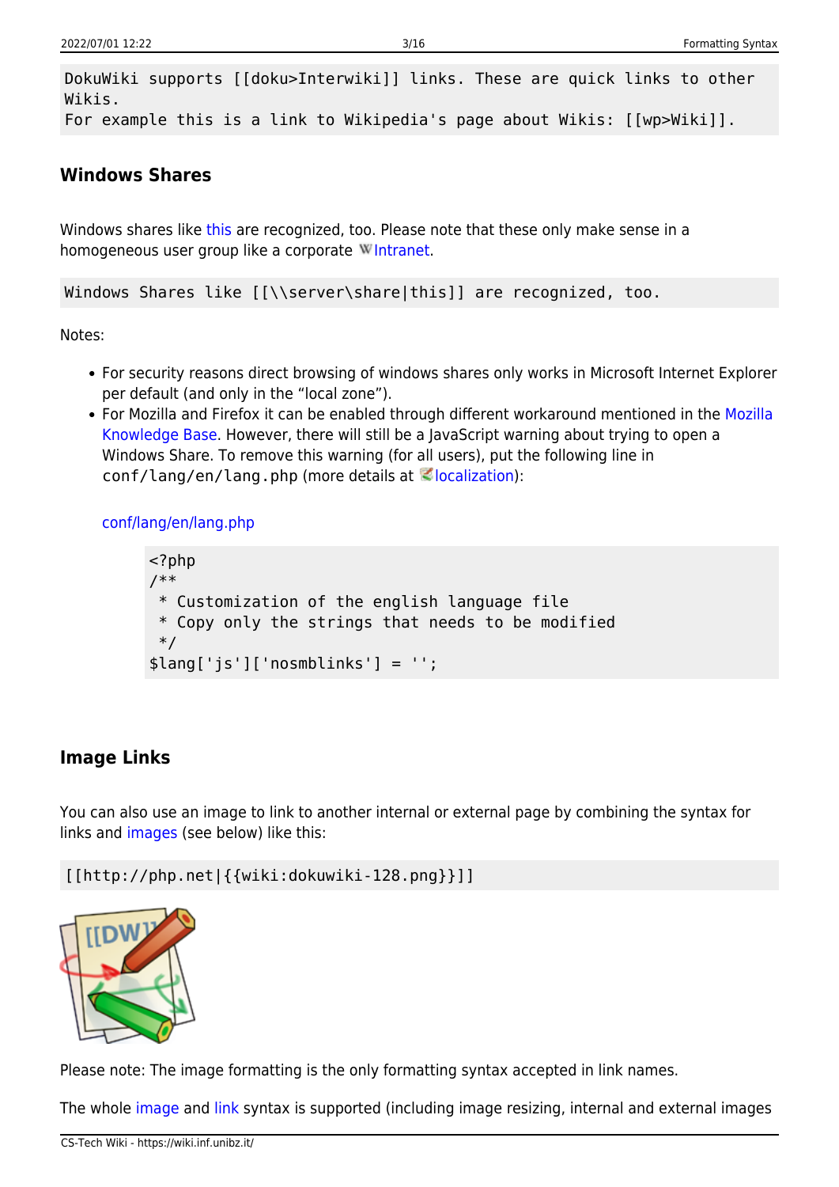```
DokuWiki supports [[doku>Interwiki]] links. These are quick links to other
Wikis.
For example this is a link to Wikipedia's page about Wikis: [[wp>Wiki]].
```

### Windows Shares

Windows shares like this are recognized, too. Please note that these only make sense in a homogeneous user group like a corporate Intranet.

```
Windows Shares like [[\\server\share|this]] are recognized, too.
```

Notes:

- For security reasons direct browsing of windows shares only works in Microsoft Internet Explorer per default (and only in the "local zone").
- For Mozilla and Firefox it can be enabled through different workaround mentioned in the Mozilla Knowledge Base. However, there will still be a JavaScript warning about trying to open a Windows Share. To remove this warning (for all users), put the following line in `conf/lang/en/lang.php` (more details at localization):

  conf/lang/en/lang.php

  ```php
  <?php
  /**
   * Customization of the english language file
   * Copy only the strings that needs to be modified
   */
  $lang['js']['nosmblinks'] = '';
  ```

### Image Links

You can also use an image to link to another internal or external page by combining the syntax for links and images (see below) like this:

```
[[http://php.net|{{wiki:dokuwiki-128.png}}]]
```

Please note: The image formatting is the only formatting syntax accepted in link names.

The whole image and link syntax is supported (including image resizing, internal and external images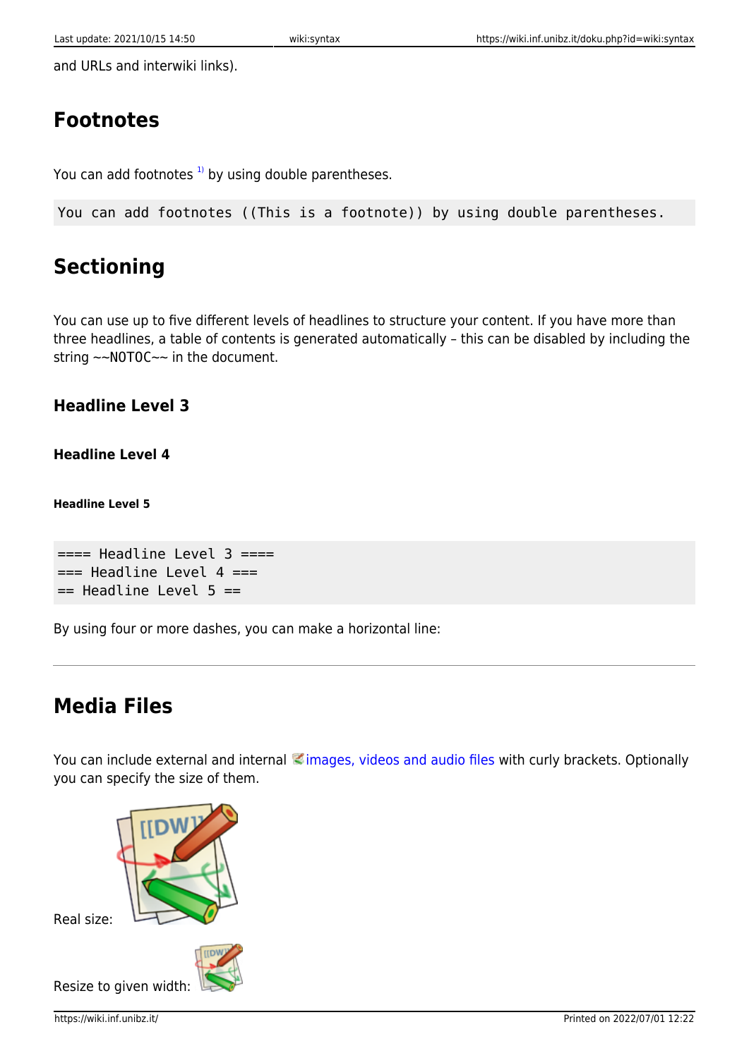and URLs and interwiki links).

## Footnotes

You can add footnotes [1] by using double parentheses.

```
You can add footnotes ((This is a footnote)) by using double parentheses.
```

## Sectioning

You can use up to five different levels of headlines to structure your content. If you have more than three headlines, a table of contents is generated automatically – this can be disabled by including the string `~~NOTOC~~` in the document.

### Headline Level 3

#### Headline Level 4

##### Headline Level 5

```
==== Headline Level 3 ====
=== Headline Level 4 ===
== Headline Level 5 ==
```

By using four or more dashes, you can make a horizontal line:

---

## Media Files

You can include external and internal images, videos and audio files with curly brackets. Optionally you can specify the size of them.

Real size:

Resize to given width: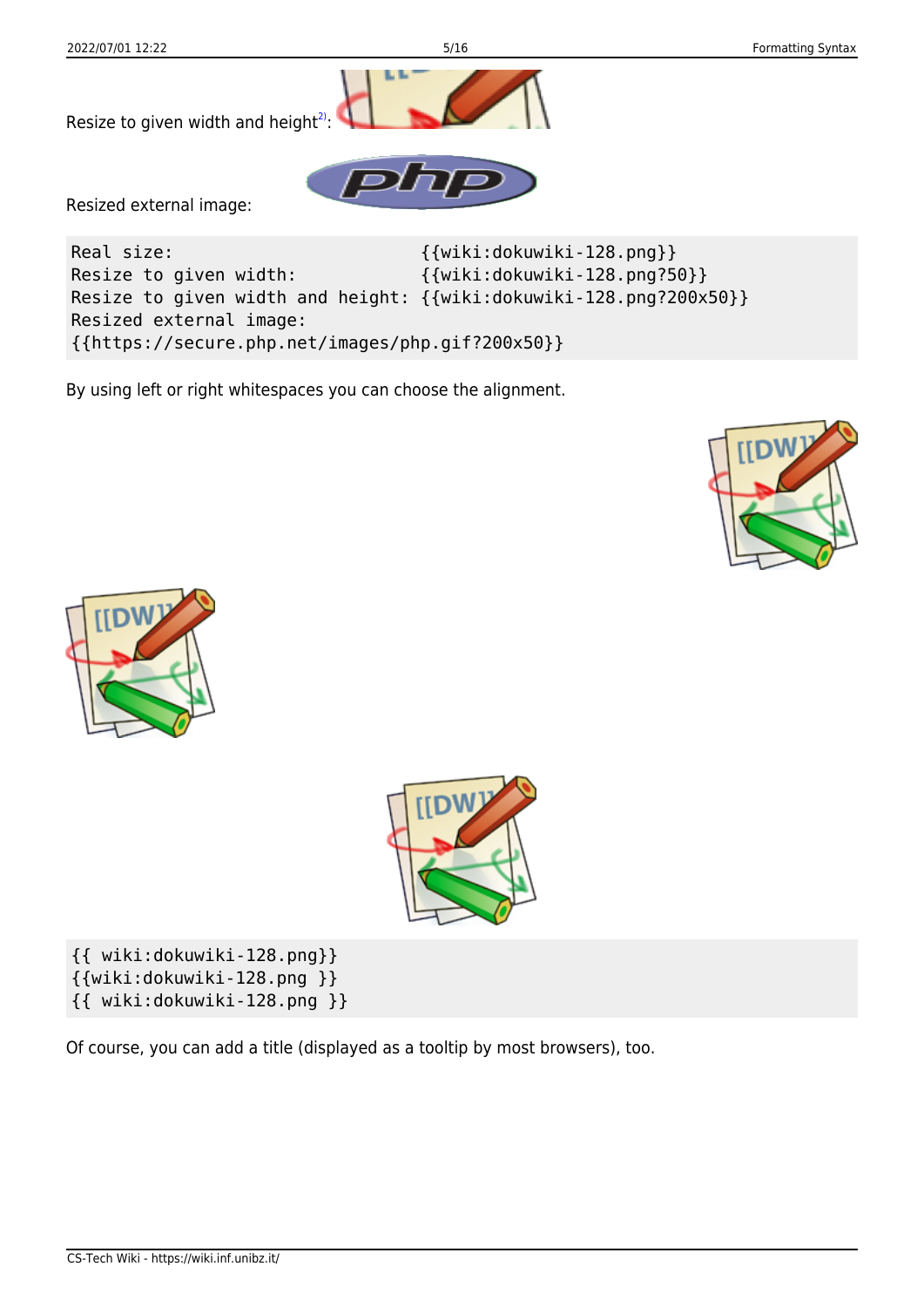Resize to given width and height[2]:

Resized external image:

```
Real size:                        {{wiki:dokuwiki-128.png}}
Resize to given width:            {{wiki:dokuwiki-128.png?50}}
Resize to given width and height: {{wiki:dokuwiki-128.png?200x50}}
Resized external image:
{{https://secure.php.net/images/php.gif?200x50}}
```

By using left or right whitespaces you can choose the alignment.

```
{{ wiki:dokuwiki-128.png}}
{{wiki:dokuwiki-128.png }}
{{ wiki:dokuwiki-128.png }}
```

Of course, you can add a title (displayed as a tooltip by most browsers), too.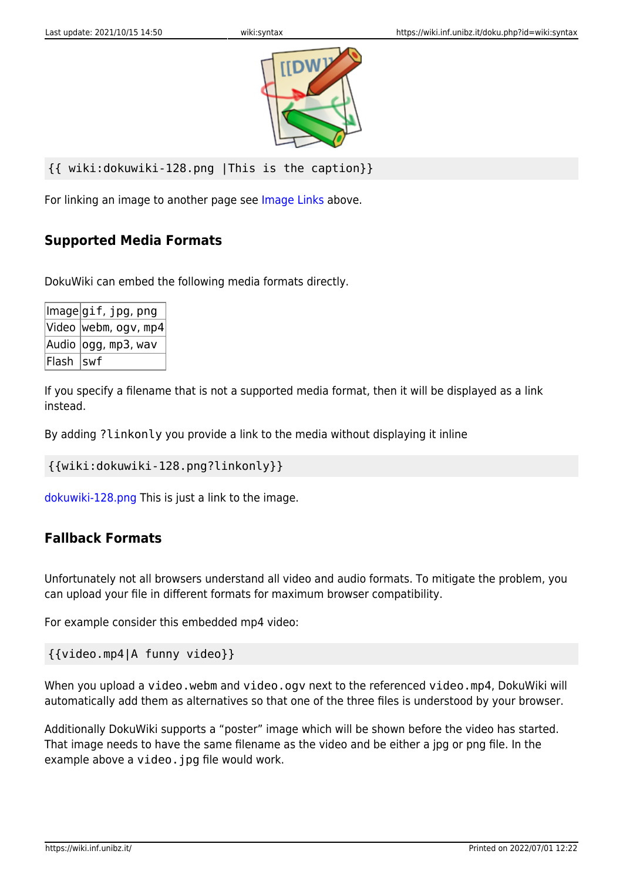```
{{ wiki:dokuwiki-128.png |This is the caption}}
```

For linking an image to another page see Image Links above.

### Supported Media Formats

DokuWiki can embed the following media formats directly.

| | |
|---|---|
| Image | gif, jpg, png |
| Video | webm, ogv, mp4 |
| Audio | ogg, mp3, wav |
| Flash | swf |

If you specify a filename that is not a supported media format, then it will be displayed as a link instead.

By adding `?linkonly` you provide a link to the media without displaying it inline

```
{{wiki:dokuwiki-128.png?linkonly}}
```

dokuwiki-128.png This is just a link to the image.

### Fallback Formats

Unfortunately not all browsers understand all video and audio formats. To mitigate the problem, you can upload your file in different formats for maximum browser compatibility.

For example consider this embedded mp4 video:

```
{{video.mp4|A funny video}}
```

When you upload a `video.webm` and `video.ogv` next to the referenced `video.mp4`, DokuWiki will automatically add them as alternatives so that one of the three files is understood by your browser.

Additionally DokuWiki supports a "poster" image which will be shown before the video has started. That image needs to have the same filename as the video and be either a jpg or png file. In the example above a `video.jpg` file would work.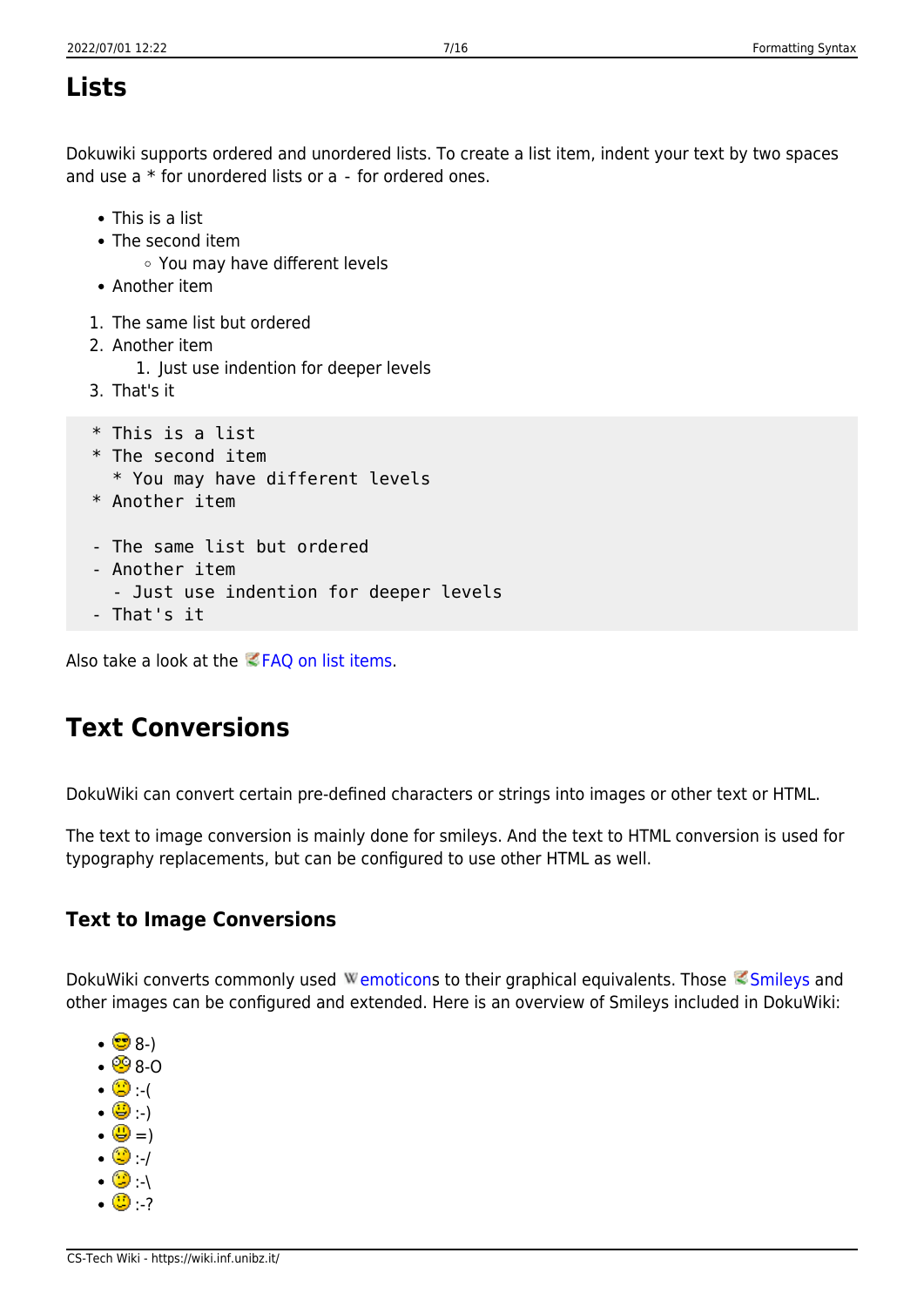## Lists

Dokuwiki supports ordered and unordered lists. To create a list item, indent your text by two spaces and use a * for unordered lists or a - for ordered ones.

- This is a list
- The second item
    - You may have different levels
- Another item

1. The same list but ordered
2. Another item
    1. Just use indention for deeper levels
3. That's it

```
  * This is a list
  * The second item
    * You may have different levels
  * Another item

  - The same list but ordered
  - Another item
    - Just use indention for deeper levels
  - That's it
```

Also take a look at the FAQ on list items.

## Text Conversions

DokuWiki can convert certain pre-defined characters or strings into images or other text or HTML.

The text to image conversion is mainly done for smileys. And the text to HTML conversion is used for typography replacements, but can be configured to use other HTML as well.

### Text to Image Conversions

DokuWiki converts commonly used emoticons to their graphical equivalents. Those Smileys and other images can be configured and extended. Here is an overview of Smileys included in DokuWiki:

- 8-)
- 8-O
- :-(
- :-)
- =)
- :-/
- :-\
- :-?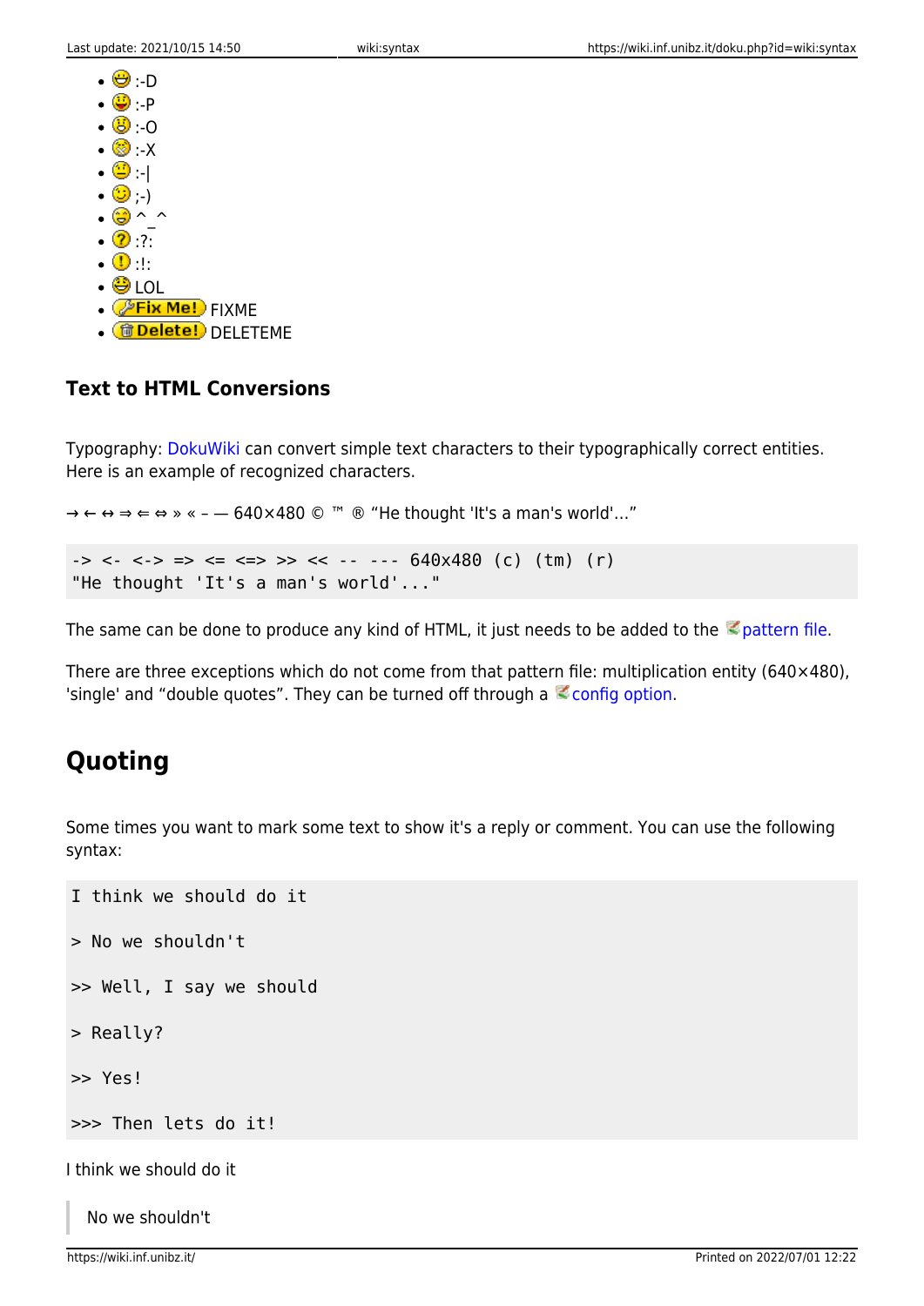- :-D
- :-P
- :-O
- :-X
- :-|
- ;-)
- ^_^
- :?:
- :!:
- LOL
- FIXME
- DELETEME

### Text to HTML Conversions

Typography: DokuWiki can convert simple text characters to their typographically correct entities. Here is an example of recognized characters.

→ ← ↔ ⇒ ⇐ ⇔ » « – — 640×480 © ™ ® “He thought 'It's a man's world'…”

```
-> <- <-> => <= <=> >> << -- --- 640x480 (c) (tm) (r)
"He thought 'It's a man's world'..."
```

The same can be done to produce any kind of HTML, it just needs to be added to the pattern file.

There are three exceptions which do not come from that pattern file: multiplication entity (640×480), 'single' and “double quotes”. They can be turned off through a config option.

## Quoting

Some times you want to mark some text to show it's a reply or comment. You can use the following syntax:

```
I think we should do it

> No we shouldn't

>> Well, I say we should

> Really?

>> Yes!

>>> Then lets do it!
```

I think we should do it

> No we shouldn't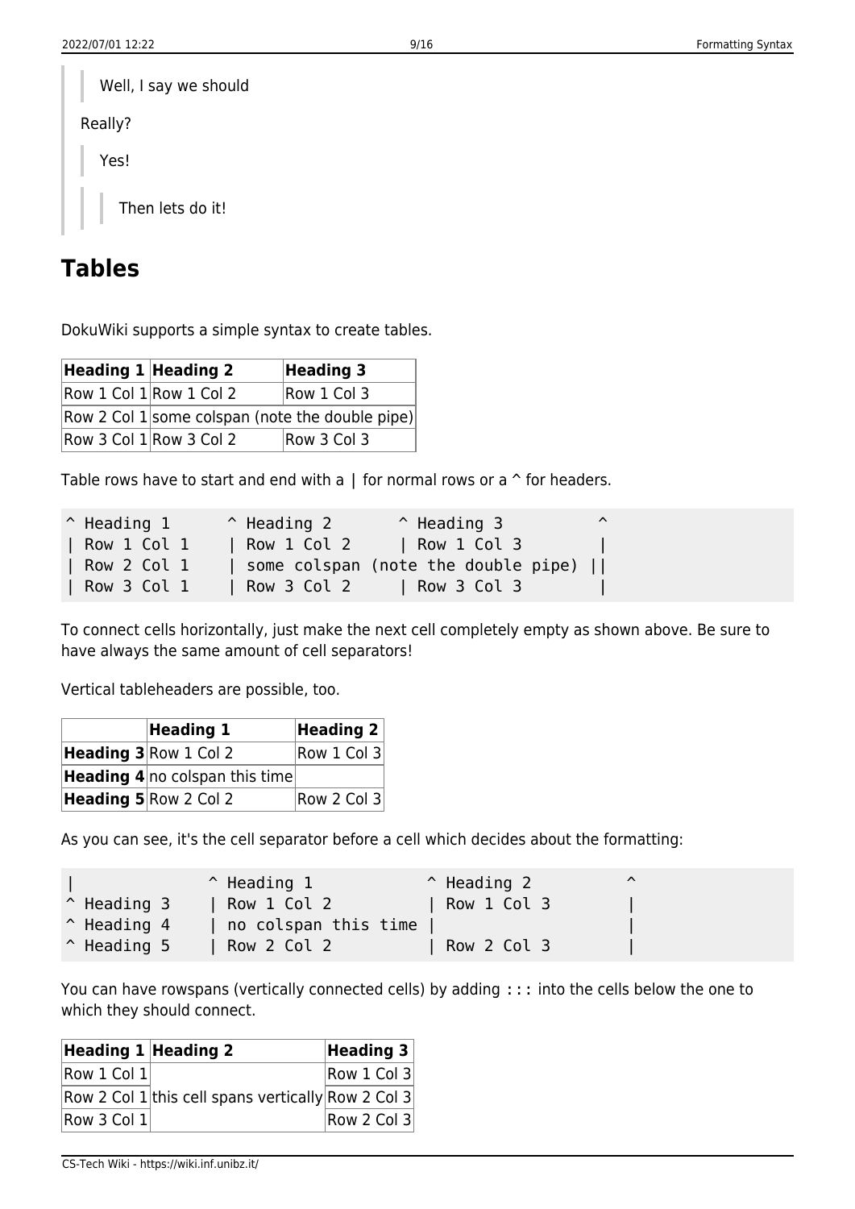> > Well, I say we should
>
> Really?
>
> > Yes!
> >
> > > Then lets do it!

## Tables

DokuWiki supports a simple syntax to create tables.

| Heading 1 | Heading 2 | Heading 3 |
|---|---|---|
| Row 1 Col 1 | Row 1 Col 2 | Row 1 Col 3 |
| Row 2 Col 1 | some colspan (note the double pipe) | |
| Row 3 Col 1 | Row 3 Col 2 | Row 3 Col 3 |

Table rows have to start and end with a | for normal rows or a ^ for headers.

```
^ Heading 1      ^ Heading 2       ^ Heading 3          ^
| Row 1 Col 1    | Row 1 Col 2     | Row 1 Col 3        |
| Row 2 Col 1    | some colspan (note the double pipe) ||
| Row 3 Col 1    | Row 3 Col 2     | Row 3 Col 3        |
```

To connect cells horizontally, just make the next cell completely empty as shown above. Be sure to have always the same amount of cell separators!

Vertical tableheaders are possible, too.

| | Heading 1 | Heading 2 |
|---|---|---|
| **Heading 3** | Row 1 Col 2 | Row 1 Col 3 |
| **Heading 4** | no colspan this time | |
| **Heading 5** | Row 2 Col 2 | Row 2 Col 3 |

As you can see, it's the cell separator before a cell which decides about the formatting:

```
|              ^ Heading 1            ^ Heading 2          ^
^ Heading 3    | Row 1 Col 2          | Row 1 Col 3        |
^ Heading 4    | no colspan this time |                    |
^ Heading 5    | Row 2 Col 2          | Row 2 Col 3        |
```

You can have rowspans (vertically connected cells) by adding `:::` into the cells below the one to which they should connect.

| Heading 1 | Heading 2 | Heading 3 |
|---|---|---|
| Row 1 Col 1 | | Row 1 Col 3 |
| Row 2 Col 1 | this cell spans vertically | Row 2 Col 3 |
| Row 3 Col 1 | | Row 2 Col 3 |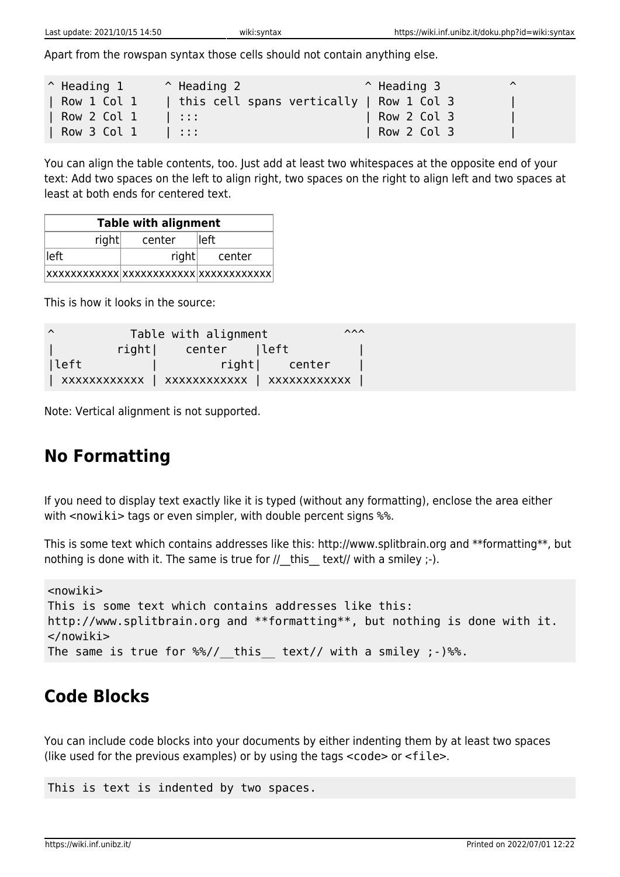Apart from the rowspan syntax those cells should not contain anything else.

```
^ Heading 1      ^ Heading 2                  ^ Heading 3          ^
| Row 1 Col 1    | this cell spans vertically | Row 1 Col 3        |
| Row 2 Col 1    | :::                        | Row 2 Col 3        |
| Row 3 Col 1    | :::                        | Row 2 Col 3        |
```

You can align the table contents, too. Just add at least two whitespaces at the opposite end of your text: Add two spaces on the left to align right, two spaces on the right to align left and two spaces at least at both ends for centered text.

| Table with alignment | | |
|---:|:---:|:---|
| right | center | left |
| left | right | center |
| xxxxxxxxxxxx | xxxxxxxxxxxx | xxxxxxxxxxxx |

This is how it looks in the source:

```
^           Table with alignment           ^^^
|         right|    center    |left          |
|left          |         right|    center    |
| xxxxxxxxxxxx | xxxxxxxxxxxx | xxxxxxxxxxxx |
```

Note: Vertical alignment is not supported.

## No Formatting

If you need to display text exactly like it is typed (without any formatting), enclose the area either with <nowiki> tags or even simpler, with double percent signs %%.

This is some text which contains addresses like this: http://www.splitbrain.org and **formatting**, but nothing is done with it. The same is true for //__this__ text// with a smiley ;-).

```
<nowiki>
This is some text which contains addresses like this:
http://www.splitbrain.org and **formatting**, but nothing is done with it.
</nowiki>
The same is true for %%//__this__ text// with a smiley ;-)%%.
```

## Code Blocks

You can include code blocks into your documents by either indenting them by at least two spaces (like used for the previous examples) or by using the tags <code> or <file>.

```
This is text is indented by two spaces.
```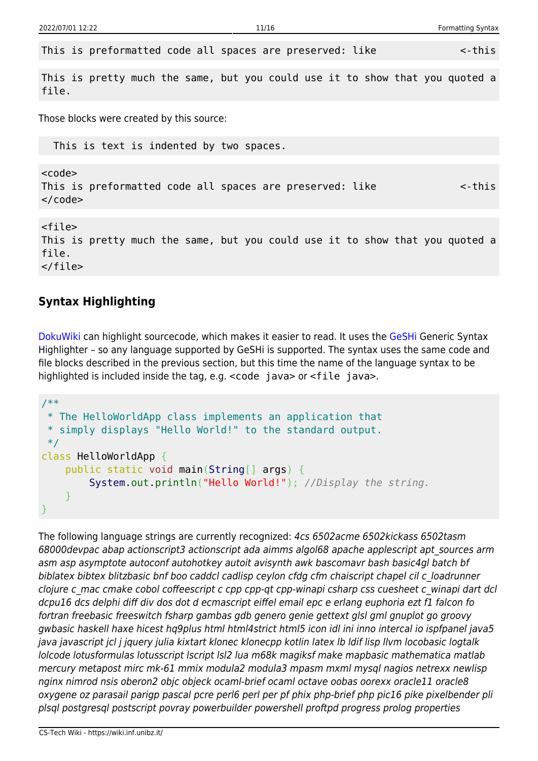```
This is preformatted code all spaces are preserved: like           <-this
```

```
This is pretty much the same, but you could use it to show that you quoted a file.
```

Those blocks were created by this source:

```
  This is text is indented by two spaces.
```

```
<code>
This is preformatted code all spaces are preserved: like           <-this
</code>
```

```
<file>
This is pretty much the same, but you could use it to show that you quoted a file.
</file>
```

### Syntax Highlighting

DokuWiki can highlight sourcecode, which makes it easier to read. It uses the GeSHi Generic Syntax Highlighter – so any language supported by GeSHi is supported. The syntax uses the same code and file blocks described in the previous section, but this time the name of the language syntax to be highlighted is included inside the tag, e.g. `<code java>` or `<file java>`.

```java
/**
 * The HelloWorldApp class implements an application that
 * simply displays "Hello World!" to the standard output.
 */
class HelloWorldApp {
    public static void main(String[] args) {
        System.out.println("Hello World!"); //Display the string.
    }
}
```

The following language strings are currently recognized: *4cs 6502acme 6502kickass 6502tasm 68000devpac abap actionscript3 actionscript ada aimms algol68 apache applescript apt_sources arm asm asp asymptote autoconf autohotkey autoit avisynth awk bascomavr bash basic4gl batch bf biblatex bibtex blitzbasic bnf boo caddcl cadlisp ceylon cfdg cfm chaiscript chapel cil c_loadrunner clojure c_mac cmake cobol coffeescript c cpp cpp-qt cpp-winapi csharp css cuesheet c_winapi dart dcl dcpu16 dcs delphi diff div dos dot d ecmascript eiffel email epc e erlang euphoria ezt f1 falcon fo fortran freebasic freeswitch fsharp gambas gdb genero genie gettext glsl gml gnuplot go groovy gwbasic haskell haxe hicest hq9plus html html4strict html5 icon idl ini inno intercal io ispfpanel java5 java javascript jcl j jquery julia kixtart klonec klonecpp kotlin latex lb ldif lisp llvm locobasic logtalk lolcode lotusformulas lotusscript lscript lsl2 lua m68k magiksf make mapbasic mathematica matlab mercury metapost mirc mk-61 mmix modula2 modula3 mpasm mxml mysql nagios netrexx newlisp nginx nimrod nsis oberon2 objc objeck ocaml-brief ocaml octave oobas oorexx oracle11 oracle8 oxygene oz parasail parigp pascal pcre perl6 perl per pf phix php-brief php pic16 pike pixelbender pli plsql postgresql postscript povray powerbuilder powershell proftpd progress prolog properties*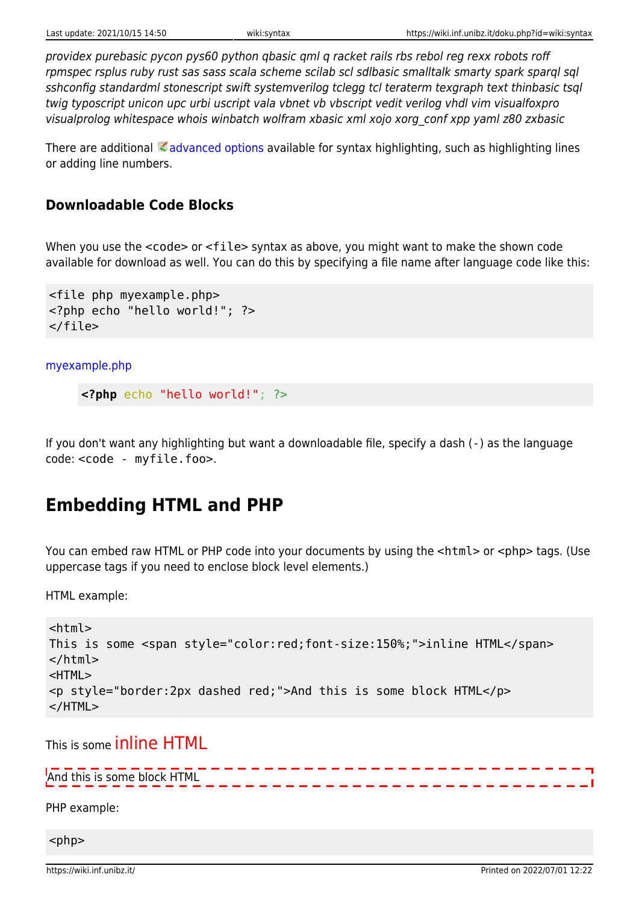*providex purebasic pycon pys60 python qbasic qml q racket rails rbs rebol reg rexx robots roff rpmspec rsplus ruby rust sas sass scala scheme scilab scl sdlbasic smalltalk smarty spark sparql sql sshconfig standardml stonescript swift systemverilog tclegg tcl teraterm texgraph text thinbasic tsql twig typoscript unicon upc urbi uscript vala vbnet vb vbscript vedit verilog vhdl vim visualfoxpro visualprolog whitespace whois winbatch wolfram xbasic xml xojo xorg_conf xpp yaml z80 zxbasic*

There are additional advanced options available for syntax highlighting, such as highlighting lines or adding line numbers.

### Downloadable Code Blocks

When you use the `<code>` or `<file>` syntax as above, you might want to make the shown code available for download as well. You can do this by specifying a file name after language code like this:

```
<file php myexample.php>
<?php echo "hello world!"; ?>
</file>
```

myexample.php

```php
<?php echo "hello world!"; ?>
```

If you don't want any highlighting but want a downloadable file, specify a dash (`-`) as the language code: `<code - myfile.foo>`.

## Embedding HTML and PHP

You can embed raw HTML or PHP code into your documents by using the `<html>` or `<php>` tags. (Use uppercase tags if you need to enclose block level elements.)

HTML example:

```
<html>
This is some <span style="color:red;font-size:150%;">inline HTML</span>
</html>
<HTML>
<p style="border:2px dashed red;">And this is some block HTML</p>
</HTML>
```

This is some inline HTML

And this is some block HTML

PHP example:

```
<php>
```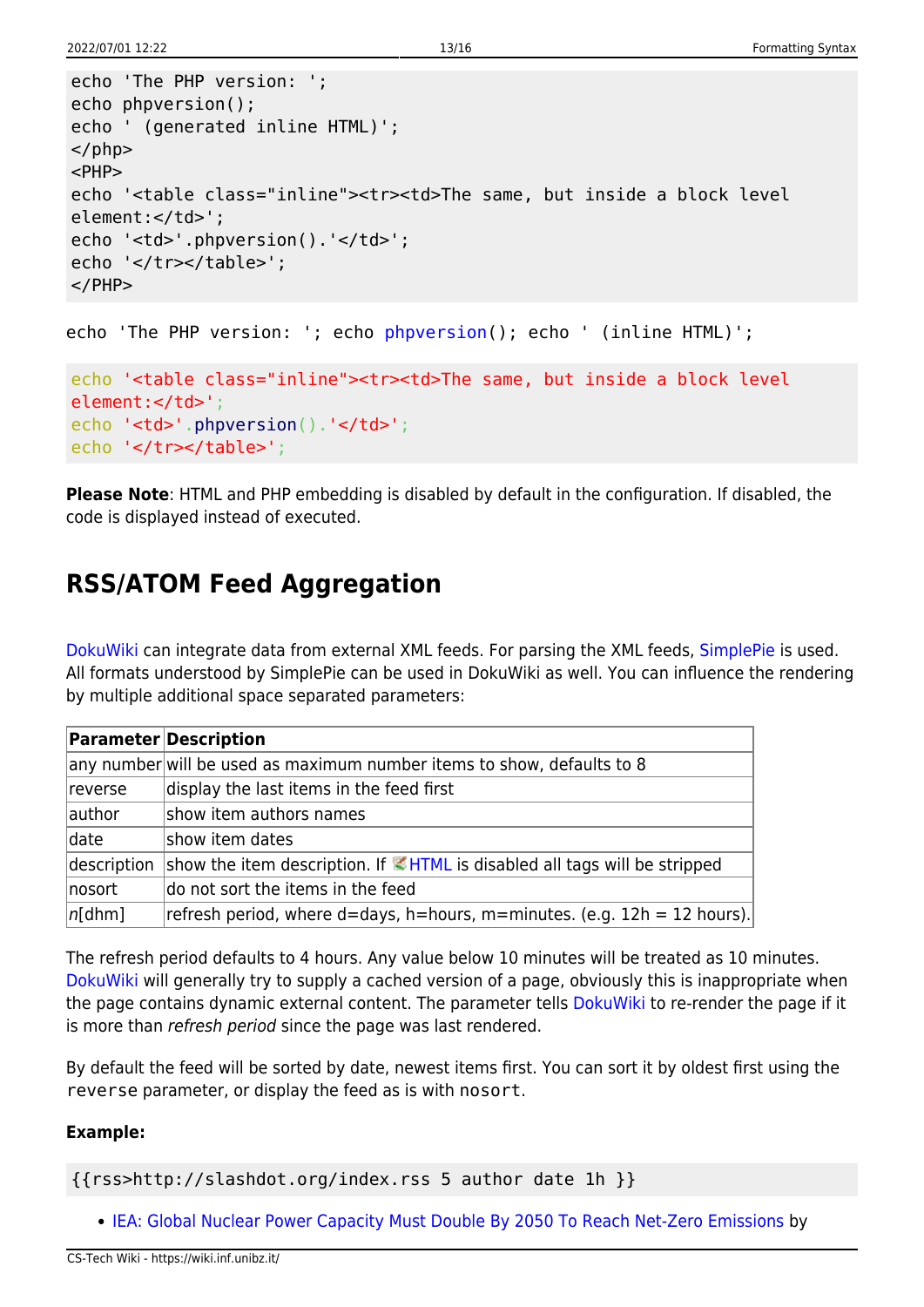```
echo 'The PHP version: ';
echo phpversion();
echo ' (generated inline HTML)';
</php>
<PHP>
echo '<table class="inline"><tr><td>The same, but inside a block level
element:</td>';
echo '<td>'.phpversion().'</td>';
echo '</tr></table>';
</PHP>
```

echo 'The PHP version: '; echo phpversion(); echo ' (inline HTML)';

```
echo '<table class="inline"><tr><td>The same, but inside a block level
element:</td>';
echo '<td>'.phpversion().'</td>';
echo '</tr></table>';
```

**Please Note**: HTML and PHP embedding is disabled by default in the configuration. If disabled, the code is displayed instead of executed.

## RSS/ATOM Feed Aggregation

DokuWiki can integrate data from external XML feeds. For parsing the XML feeds, SimplePie is used. All formats understood by SimplePie can be used in DokuWiki as well. You can influence the rendering by multiple additional space separated parameters:

| Parameter | Description |
|---|---|
| any number | will be used as maximum number items to show, defaults to 8 |
| reverse | display the last items in the feed first |
| author | show item authors names |
| date | show item dates |
| description | show the item description. If HTML is disabled all tags will be stripped |
| nosort | do not sort the items in the feed |
| *n*[dhm] | refresh period, where d=days, h=hours, m=minutes. (e.g. 12h = 12 hours). |

The refresh period defaults to 4 hours. Any value below 10 minutes will be treated as 10 minutes. DokuWiki will generally try to supply a cached version of a page, obviously this is inappropriate when the page contains dynamic external content. The parameter tells DokuWiki to re-render the page if it is more than *refresh period* since the page was last rendered.

By default the feed will be sorted by date, newest items first. You can sort it by oldest first using the `reverse` parameter, or display the feed as is with `nosort`.

**Example:**

```
{{rss>http://slashdot.org/index.rss 5 author date 1h }}
```

- IEA: Global Nuclear Power Capacity Must Double By 2050 To Reach Net-Zero Emissions by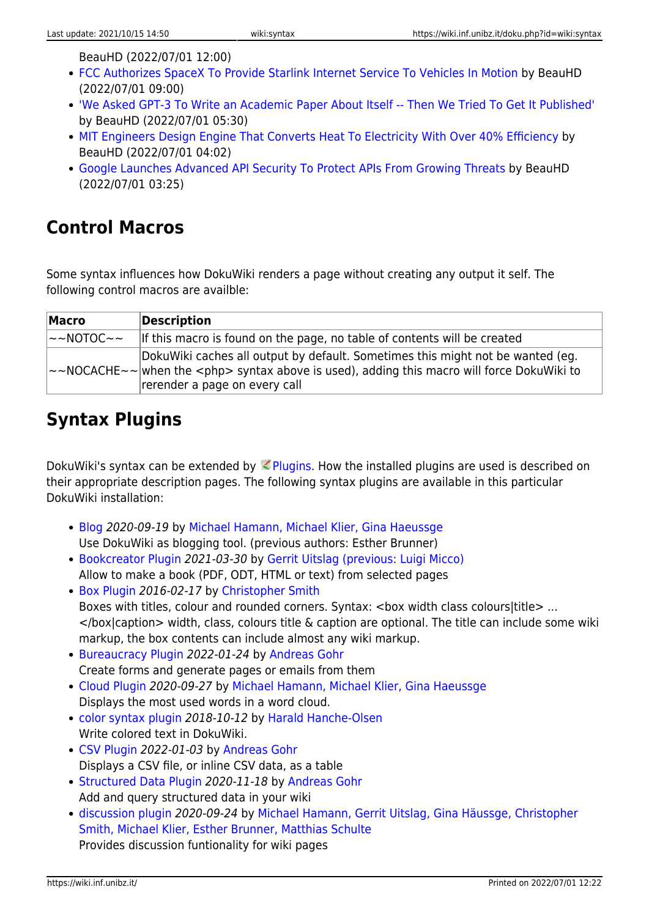BeauHD (2022/07/01 12:00)

- FCC Authorizes SpaceX To Provide Starlink Internet Service To Vehicles In Motion by BeauHD (2022/07/01 09:00)
- 'We Asked GPT-3 To Write an Academic Paper About Itself -- Then We Tried To Get It Published' by BeauHD (2022/07/01 05:30)
- MIT Engineers Design Engine That Converts Heat To Electricity With Over 40% Efficiency by BeauHD (2022/07/01 04:02)
- Google Launches Advanced API Security To Protect APIs From Growing Threats by BeauHD (2022/07/01 03:25)

## Control Macros

Some syntax influences how DokuWiki renders a page without creating any output it self. The following control macros are availble:

| Macro | Description |
|---|---|
| ~~NOTOC~~ | If this macro is found on the page, no table of contents will be created |
| ~~NOCACHE~~ | DokuWiki caches all output by default. Sometimes this might not be wanted (eg. when the <php> syntax above is used), adding this macro will force DokuWiki to rerender a page on every call |

## Syntax Plugins

DokuWiki's syntax can be extended by Plugins. How the installed plugins are used is described on their appropriate description pages. The following syntax plugins are available in this particular DokuWiki installation:

- Blog *2020-09-19* by Michael Hamann, Michael Klier, Gina Haeussge
  Use DokuWiki as blogging tool. (previous authors: Esther Brunner)
- Bookcreator Plugin *2021-03-30* by Gerrit Uitslag (previous: Luigi Micco)
  Allow to make a book (PDF, ODT, HTML or text) from selected pages
- Box Plugin *2016-02-17* by Christopher Smith
  Boxes with titles, colour and rounded corners. Syntax: <box width class colours|title> ... </box|caption> width, class, colours title & caption are optional. The title can include some wiki markup, the box contents can include almost any wiki markup.
- Bureaucracy Plugin *2022-01-24* by Andreas Gohr
  Create forms and generate pages or emails from them
- Cloud Plugin *2020-09-27* by Michael Hamann, Michael Klier, Gina Haeussge
  Displays the most used words in a word cloud.
- color syntax plugin *2018-10-12* by Harald Hanche-Olsen
  Write colored text in DokuWiki.
- CSV Plugin *2022-01-03* by Andreas Gohr
  Displays a CSV file, or inline CSV data, as a table
- Structured Data Plugin *2020-11-18* by Andreas Gohr
  Add and query structured data in your wiki
- discussion plugin *2020-09-24* by Michael Hamann, Gerrit Uitslag, Gina Häussge, Christopher Smith, Michael Klier, Esther Brunner, Matthias Schulte
  Provides discussion funtionality for wiki pages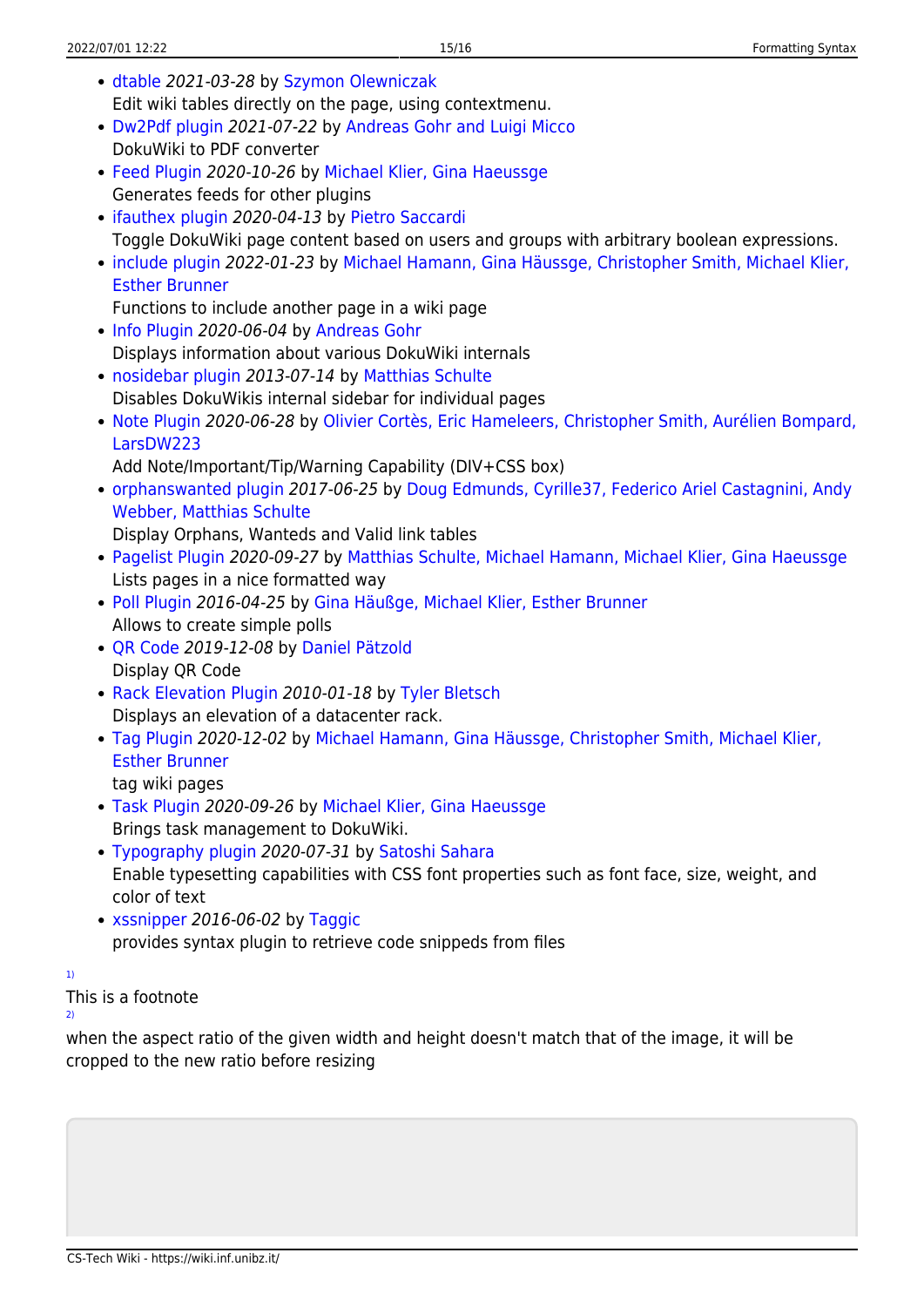- dtable *2021-03-28* by Szymon Olewniczak
  Edit wiki tables directly on the page, using contextmenu.
- Dw2Pdf plugin *2021-07-22* by Andreas Gohr and Luigi Micco
  DokuWiki to PDF converter
- Feed Plugin *2020-10-26* by Michael Klier, Gina Haeussge
  Generates feeds for other plugins
- ifauthex plugin *2020-04-13* by Pietro Saccardi
  Toggle DokuWiki page content based on users and groups with arbitrary boolean expressions.
- include plugin *2022-01-23* by Michael Hamann, Gina Häussge, Christopher Smith, Michael Klier, Esther Brunner
  Functions to include another page in a wiki page
- Info Plugin *2020-06-04* by Andreas Gohr
  Displays information about various DokuWiki internals
- nosidebar plugin *2013-07-14* by Matthias Schulte
  Disables DokuWikis internal sidebar for individual pages
- Note Plugin *2020-06-28* by Olivier Cortès, Eric Hameleers, Christopher Smith, Aurélien Bompard, LarsDW223
  Add Note/Important/Tip/Warning Capability (DIV+CSS box)
- orphanswanted plugin *2017-06-25* by Doug Edmunds, Cyrille37, Federico Ariel Castagnini, Andy Webber, Matthias Schulte
  Display Orphans, Wanteds and Valid link tables
- Pagelist Plugin *2020-09-27* by Matthias Schulte, Michael Hamann, Michael Klier, Gina Haeussge
  Lists pages in a nice formatted way
- Poll Plugin *2016-04-25* by Gina Häußge, Michael Klier, Esther Brunner
  Allows to create simple polls
- QR Code *2019-12-08* by Daniel Pätzold
  Display QR Code
- Rack Elevation Plugin *2010-01-18* by Tyler Bletsch
  Displays an elevation of a datacenter rack.
- Tag Plugin *2020-12-02* by Michael Hamann, Gina Häussge, Christopher Smith, Michael Klier, Esther Brunner
  tag wiki pages
- Task Plugin *2020-09-26* by Michael Klier, Gina Haeussge
  Brings task management to DokuWiki.
- Typography plugin *2020-07-31* by Satoshi Sahara
  Enable typesetting capabilities with CSS font properties such as font face, size, weight, and color of text
- xssnipper *2016-06-02* by Taggic
  provides syntax plugin to retrieve code snippeds from files

[1]
This is a footnote

[2]
when the aspect ratio of the given width and height doesn't match that of the image, it will be cropped to the new ratio before resizing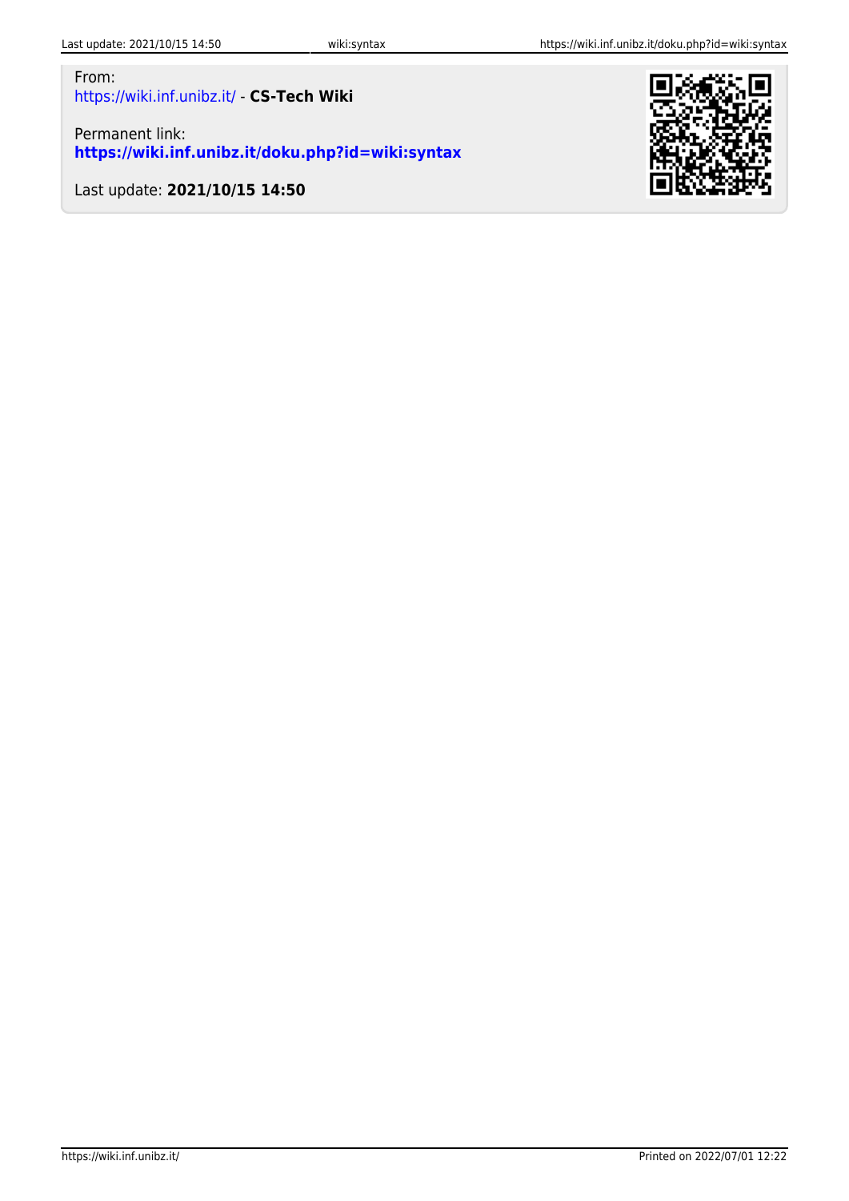From:
https://wiki.inf.unibz.it/ - **CS-Tech Wiki**

Permanent link:
**https://wiki.inf.unibz.it/doku.php?id=wiki:syntax**

Last update: **2021/10/15 14:50**